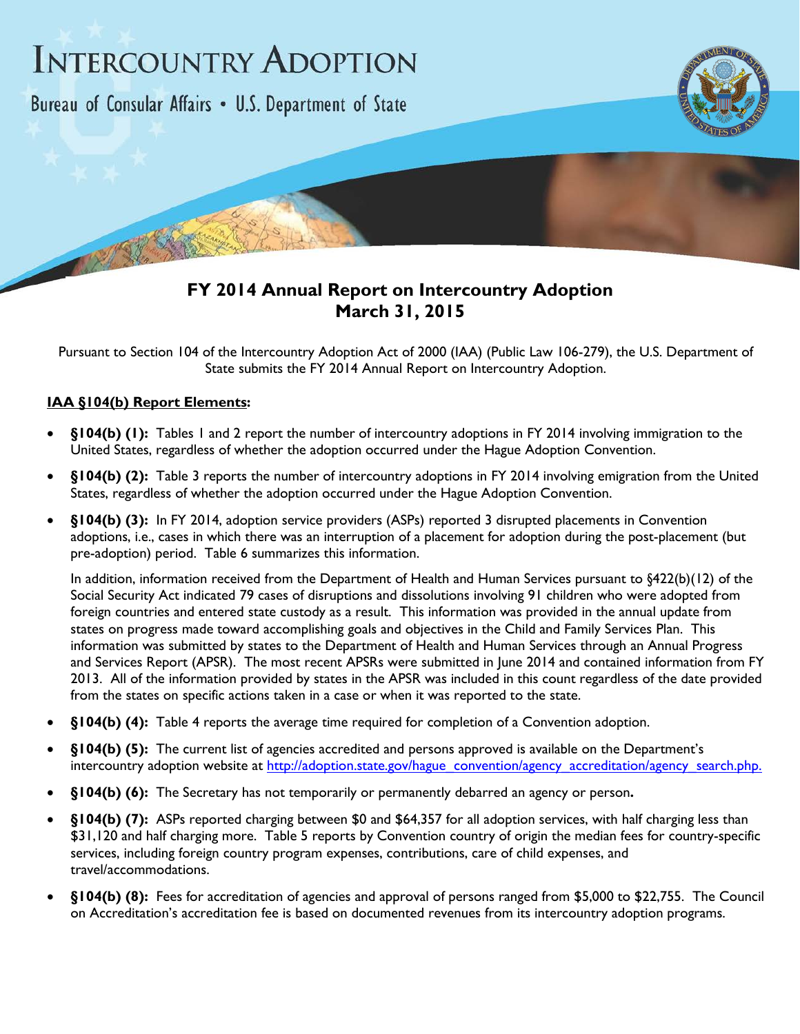# Intercountry Adoption

Bureau of Consular Affairs • U.S. Department of State

## FY 2014 Annual Report on Intercountry Adoption
## March 31, 2015

Pursuant to Section 104 of the Intercountry Adoption Act of 2000 (IAA) (Public Law 106-279), the U.S. Department of State submits the FY 2014 Annual Report on Intercountry Adoption.

**IAA §104(b) Report Elements:**

- **§104(b) (1):** Tables 1 and 2 report the number of intercountry adoptions in FY 2014 involving immigration to the United States, regardless of whether the adoption occurred under the Hague Adoption Convention.
- **§104(b) (2):** Table 3 reports the number of intercountry adoptions in FY 2014 involving emigration from the United States, regardless of whether the adoption occurred under the Hague Adoption Convention.
- **§104(b) (3):** In FY 2014, adoption service providers (ASPs) reported 3 disrupted placements in Convention adoptions, i.e., cases in which there was an interruption of a placement for adoption during the post-placement (but pre-adoption) period. Table 6 summarizes this information.

  In addition, information received from the Department of Health and Human Services pursuant to §422(b)(12) of the Social Security Act indicated 79 cases of disruptions and dissolutions involving 91 children who were adopted from foreign countries and entered state custody as a result. This information was provided in the annual update from states on progress made toward accomplishing goals and objectives in the Child and Family Services Plan. This information was submitted by states to the Department of Health and Human Services through an Annual Progress and Services Report (APSR). The most recent APSRs were submitted in June 2014 and contained information from FY 2013. All of the information provided by states in the APSR was included in this count regardless of the date provided from the states on specific actions taken in a case or when it was reported to the state.

- **§104(b) (4):** Table 4 reports the average time required for completion of a Convention adoption.
- **§104(b) (5):** The current list of agencies accredited and persons approved is available on the Department's intercountry adoption website at http://adoption.state.gov/hague_convention/agency_accreditation/agency_search.php.
- **§104(b) (6):** The Secretary has not temporarily or permanently debarred an agency or person**.**
- **§104(b) (7):** ASPs reported charging between $0 and $64,357 for all adoption services, with half charging less than $31,120 and half charging more. Table 5 reports by Convention country of origin the median fees for country-specific services, including foreign country program expenses, contributions, care of child expenses, and travel/accommodations.
- **§104(b) (8):** Fees for accreditation of agencies and approval of persons ranged from $5,000 to $22,755. The Council on Accreditation's accreditation fee is based on documented revenues from its intercountry adoption programs.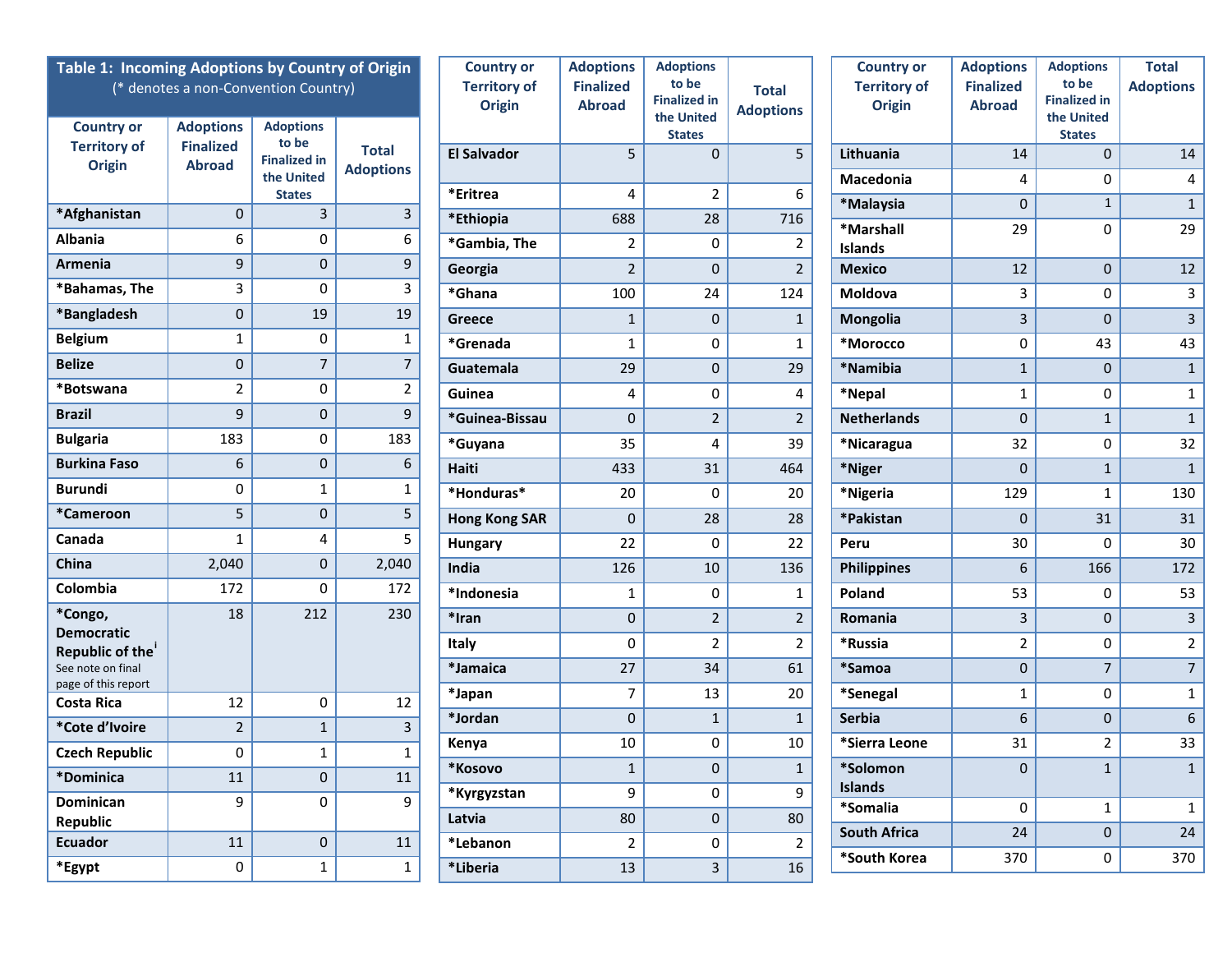**Table 1: Incoming Adoptions by Country of Origin**
(* denotes a non-Convention Country)

| Country or Territory of Origin | Adoptions Finalized Abroad | Adoptions to be Finalized in the United States | Total Adoptions |
|---|---|---|---|
| *Afghanistan | 0 | 3 | 3 |
| Albania | 6 | 0 | 6 |
| Armenia | 9 | 0 | 9 |
| *Bahamas, The | 3 | 0 | 3 |
| *Bangladesh | 0 | 19 | 19 |
| Belgium | 1 | 0 | 1 |
| Belize | 0 | 7 | 7 |
| *Botswana | 2 | 0 | 2 |
| Brazil | 9 | 0 | 9 |
| Bulgaria | 183 | 0 | 183 |
| Burkina Faso | 6 | 0 | 6 |
| Burundi | 0 | 1 | 1 |
| *Cameroon | 5 | 0 | 5 |
| Canada | 1 | 4 | 5 |
| China | 2,040 | 0 | 2,040 |
| Colombia | 172 | 0 | 172 |
| *Congo, Democratic Republic of the[i] See note on final page of this report | 18 | 212 | 230 |
| Costa Rica | 12 | 0 | 12 |
| *Cote d'Ivoire | 2 | 1 | 3 |
| Czech Republic | 0 | 1 | 1 |
| *Dominica | 11 | 0 | 11 |
| Dominican Republic | 9 | 0 | 9 |
| Ecuador | 11 | 0 | 11 |
| *Egypt | 0 | 1 | 1 |
| El Salvador | 5 | 0 | 5 |
| *Eritrea | 4 | 2 | 6 |
| *Ethiopia | 688 | 28 | 716 |
| *Gambia, The | 2 | 0 | 2 |
| Georgia | 2 | 0 | 2 |
| *Ghana | 100 | 24 | 124 |
| Greece | 1 | 0 | 1 |
| *Grenada | 1 | 0 | 1 |
| Guatemala | 29 | 0 | 29 |
| Guinea | 4 | 0 | 4 |
| *Guinea-Bissau | 0 | 2 | 2 |
| *Guyana | 35 | 4 | 39 |
| Haiti | 433 | 31 | 464 |
| *Honduras* | 20 | 0 | 20 |
| Hong Kong SAR | 0 | 28 | 28 |
| Hungary | 22 | 0 | 22 |
| India | 126 | 10 | 136 |
| *Indonesia | 1 | 0 | 1 |
| *Iran | 0 | 2 | 2 |
| Italy | 0 | 2 | 2 |
| *Jamaica | 27 | 34 | 61 |
| *Japan | 7 | 13 | 20 |
| *Jordan | 0 | 1 | 1 |
| Kenya | 10 | 0 | 10 |
| *Kosovo | 1 | 0 | 1 |
| *Kyrgyzstan | 9 | 0 | 9 |
| Latvia | 80 | 0 | 80 |
| *Lebanon | 2 | 0 | 2 |
| *Liberia | 13 | 3 | 16 |
| Lithuania | 14 | 0 | 14 |
| Macedonia | 4 | 0 | 4 |
| *Malaysia | 0 | 1 | 1 |
| *Marshall Islands | 29 | 0 | 29 |
| Mexico | 12 | 0 | 12 |
| Moldova | 3 | 0 | 3 |
| Mongolia | 3 | 0 | 3 |
| *Morocco | 0 | 43 | 43 |
| *Namibia | 1 | 0 | 1 |
| *Nepal | 1 | 0 | 1 |
| Netherlands | 0 | 1 | 1 |
| *Nicaragua | 32 | 0 | 32 |
| *Niger | 0 | 1 | 1 |
| *Nigeria | 129 | 1 | 130 |
| *Pakistan | 0 | 31 | 31 |
| Peru | 30 | 0 | 30 |
| Philippines | 6 | 166 | 172 |
| Poland | 53 | 0 | 53 |
| Romania | 3 | 0 | 3 |
| *Russia | 2 | 0 | 2 |
| *Samoa | 0 | 7 | 7 |
| *Senegal | 1 | 0 | 1 |
| Serbia | 6 | 0 | 6 |
| *Sierra Leone | 31 | 2 | 33 |
| *Solomon Islands | 0 | 1 | 1 |
| *Somalia | 0 | 1 | 1 |
| South Africa | 24 | 0 | 24 |
| *South Korea | 370 | 0 | 370 |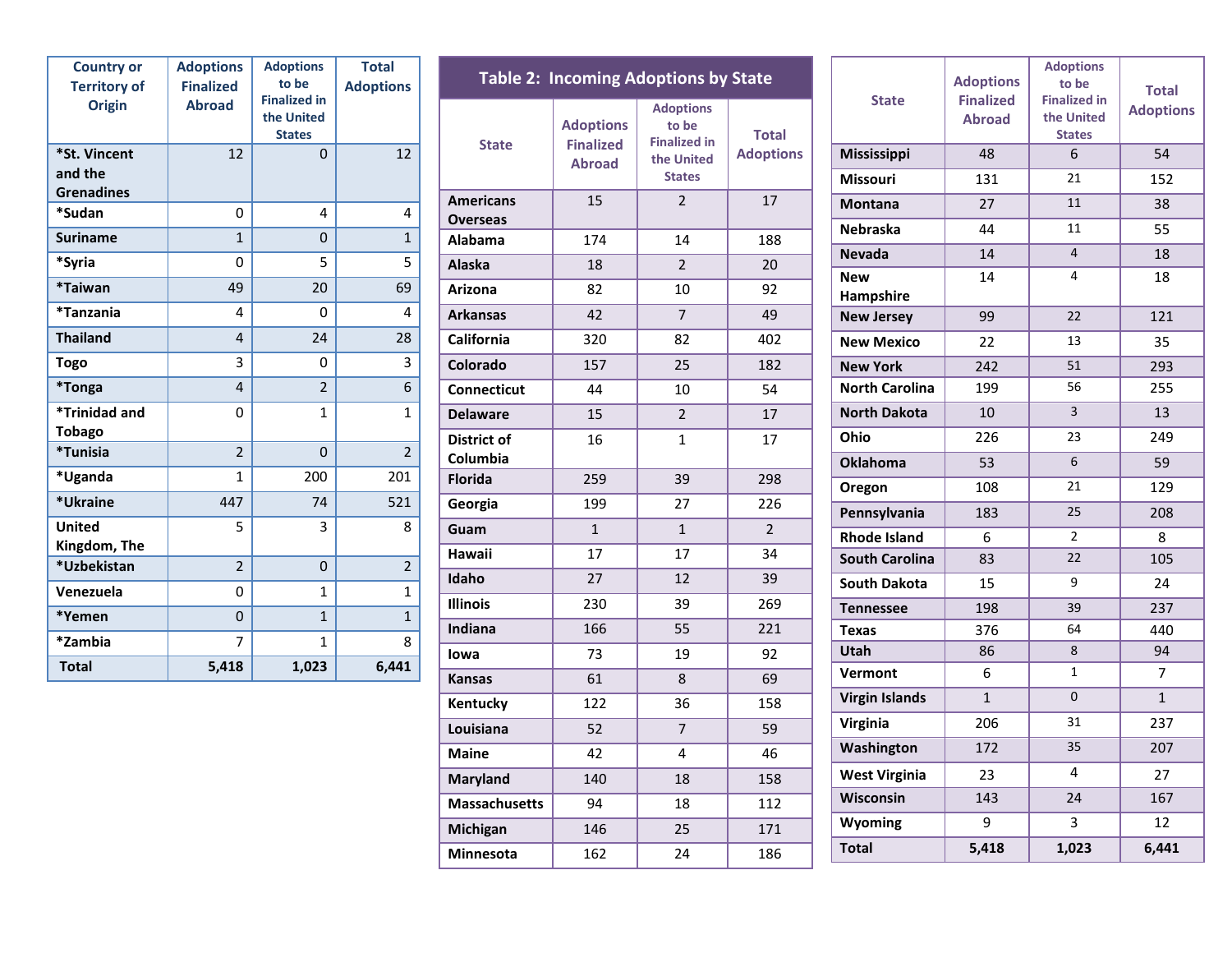| Country or Territory of Origin | Adoptions Finalized Abroad | Adoptions to be Finalized in the United States | Total Adoptions |
|---|---|---|---|
| *St. Vincent and the Grenadines | 12 | 0 | 12 |
| *Sudan | 0 | 4 | 4 |
| Suriname | 1 | 0 | 1 |
| *Syria | 0 | 5 | 5 |
| *Taiwan | 49 | 20 | 69 |
| *Tanzania | 4 | 0 | 4 |
| Thailand | 4 | 24 | 28 |
| Togo | 3 | 0 | 3 |
| *Tonga | 4 | 2 | 6 |
| *Trinidad and Tobago | 0 | 1 | 1 |
| *Tunisia | 2 | 0 | 2 |
| *Uganda | 1 | 200 | 201 |
| *Ukraine | 447 | 74 | 521 |
| United Kingdom, The | 5 | 3 | 8 |
| *Uzbekistan | 2 | 0 | 2 |
| Venezuela | 0 | 1 | 1 |
| *Yemen | 0 | 1 | 1 |
| *Zambia | 7 | 1 | 8 |
| **Total** | **5,418** | **1,023** | **6,441** |

## Table 2: Incoming Adoptions by State

| State | Adoptions Finalized Abroad | Adoptions to be Finalized in the United States | Total Adoptions |
|---|---|---|---|
| Americans Overseas | 15 | 2 | 17 |
| Alabama | 174 | 14 | 188 |
| Alaska | 18 | 2 | 20 |
| Arizona | 82 | 10 | 92 |
| Arkansas | 42 | 7 | 49 |
| California | 320 | 82 | 402 |
| Colorado | 157 | 25 | 182 |
| Connecticut | 44 | 10 | 54 |
| Delaware | 15 | 2 | 17 |
| District of Columbia | 16 | 1 | 17 |
| Florida | 259 | 39 | 298 |
| Georgia | 199 | 27 | 226 |
| Guam | 1 | 1 | 2 |
| Hawaii | 17 | 17 | 34 |
| Idaho | 27 | 12 | 39 |
| Illinois | 230 | 39 | 269 |
| Indiana | 166 | 55 | 221 |
| Iowa | 73 | 19 | 92 |
| Kansas | 61 | 8 | 69 |
| Kentucky | 122 | 36 | 158 |
| Louisiana | 52 | 7 | 59 |
| Maine | 42 | 4 | 46 |
| Maryland | 140 | 18 | 158 |
| Massachusetts | 94 | 18 | 112 |
| Michigan | 146 | 25 | 171 |
| Minnesota | 162 | 24 | 186 |
| Mississippi | 48 | 6 | 54 |
| Missouri | 131 | 21 | 152 |
| Montana | 27 | 11 | 38 |
| Nebraska | 44 | 11 | 55 |
| Nevada | 14 | 4 | 18 |
| New Hampshire | 14 | 4 | 18 |
| New Jersey | 99 | 22 | 121 |
| New Mexico | 22 | 13 | 35 |
| New York | 242 | 51 | 293 |
| North Carolina | 199 | 56 | 255 |
| North Dakota | 10 | 3 | 13 |
| Ohio | 226 | 23 | 249 |
| Oklahoma | 53 | 6 | 59 |
| Oregon | 108 | 21 | 129 |
| Pennsylvania | 183 | 25 | 208 |
| Rhode Island | 6 | 2 | 8 |
| South Carolina | 83 | 22 | 105 |
| South Dakota | 15 | 9 | 24 |
| Tennessee | 198 | 39 | 237 |
| Texas | 376 | 64 | 440 |
| Utah | 86 | 8 | 94 |
| Vermont | 6 | 1 | 7 |
| Virgin Islands | 1 | 0 | 1 |
| Virginia | 206 | 31 | 237 |
| Washington | 172 | 35 | 207 |
| West Virginia | 23 | 4 | 27 |
| Wisconsin | 143 | 24 | 167 |
| Wyoming | 9 | 3 | 12 |
| **Total** | **5,418** | **1,023** | **6,441** |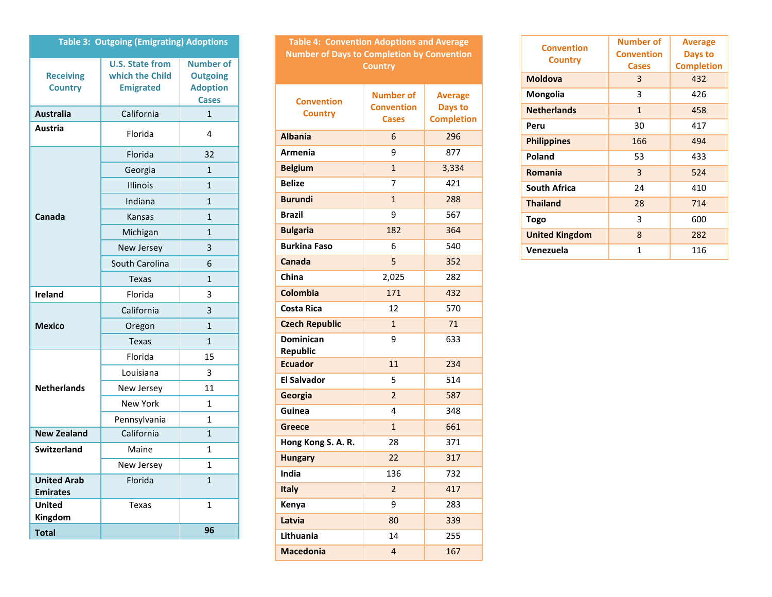**Table 3: Outgoing (Emigrating) Adoptions**

| Receiving Country | U.S. State from which the Child Emigrated | Number of Outgoing Adoption Cases |
|---|---|---|
| **Australia** | California | 1 |
| **Austria** | Florida | 4 |
| **Canada** | Florida | 32 |
| | Georgia | 1 |
| | Illinois | 1 |
| | Indiana | 1 |
| | Kansas | 1 |
| | Michigan | 1 |
| | New Jersey | 3 |
| | South Carolina | 6 |
| | Texas | 1 |
| **Ireland** | Florida | 3 |
| **Mexico** | California | 3 |
| | Oregon | 1 |
| | Texas | 1 |
| **Netherlands** | Florida | 15 |
| | Louisiana | 3 |
| | New Jersey | 11 |
| | New York | 1 |
| | Pennsylvania | 1 |
| **New Zealand** | California | 1 |
| **Switzerland** | Maine | 1 |
| | New Jersey | 1 |
| **United Arab Emirates** | Florida | 1 |
| **United Kingdom** | Texas | 1 |
| **Total** | | **96** |

**Table 4: Convention Adoptions and Average Number of Days to Completion by Convention Country**

| Convention Country | Number of Convention Cases | Average Days to Completion |
|---|---|---|
| **Albania** | 6 | 296 |
| **Armenia** | 9 | 877 |
| **Belgium** | 1 | 3,334 |
| **Belize** | 7 | 421 |
| **Burundi** | 1 | 288 |
| **Brazil** | 9 | 567 |
| **Bulgaria** | 182 | 364 |
| **Burkina Faso** | 6 | 540 |
| **Canada** | 5 | 352 |
| **China** | 2,025 | 282 |
| **Colombia** | 171 | 432 |
| **Costa Rica** | 12 | 570 |
| **Czech Republic** | 1 | 71 |
| **Dominican Republic** | 9 | 633 |
| **Ecuador** | 11 | 234 |
| **El Salvador** | 5 | 514 |
| **Georgia** | 2 | 587 |
| **Guinea** | 4 | 348 |
| **Greece** | 1 | 661 |
| **Hong Kong S. A. R.** | 28 | 371 |
| **Hungary** | 22 | 317 |
| **India** | 136 | 732 |
| **Italy** | 2 | 417 |
| **Kenya** | 9 | 283 |
| **Latvia** | 80 | 339 |
| **Lithuania** | 14 | 255 |
| **Macedonia** | 4 | 167 |
| **Moldova** | 3 | 432 |
| **Mongolia** | 3 | 426 |
| **Netherlands** | 1 | 458 |
| **Peru** | 30 | 417 |
| **Philippines** | 166 | 494 |
| **Poland** | 53 | 433 |
| **Romania** | 3 | 524 |
| **South Africa** | 24 | 410 |
| **Thailand** | 28 | 714 |
| **Togo** | 3 | 600 |
| **United Kingdom** | 8 | 282 |
| **Venezuela** | 1 | 116 |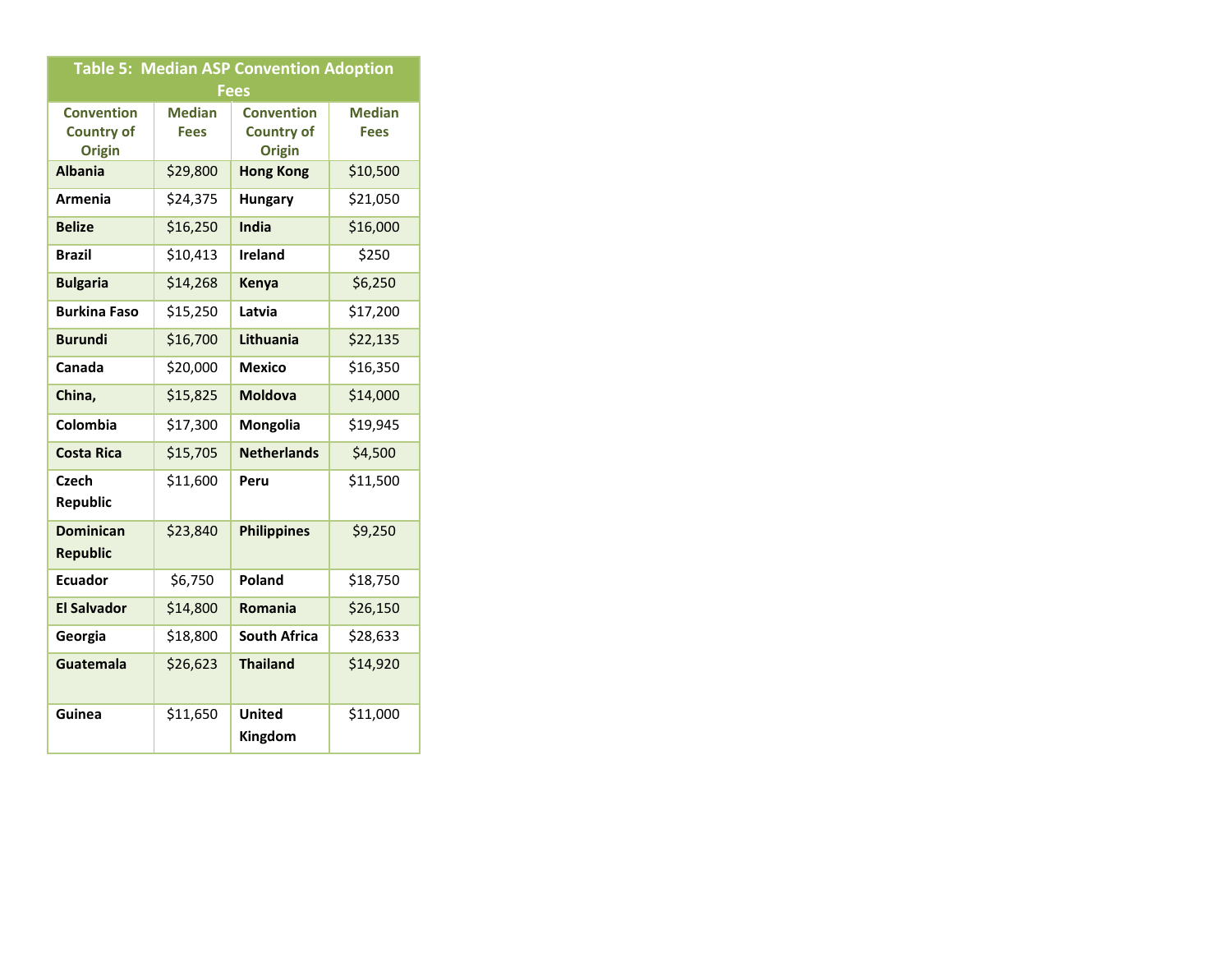| Table 5: Median ASP Convention Adoption Fees | | | |
|---|---|---|---|
| **Convention Country of Origin** | **Median Fees** | **Convention Country of Origin** | **Median Fees** |
| **Albania** | $29,800 | **Hong Kong** | $10,500 |
| **Armenia** | $24,375 | **Hungary** | $21,050 |
| **Belize** | $16,250 | **India** | $16,000 |
| **Brazil** | $10,413 | **Ireland** | $250 |
| **Bulgaria** | $14,268 | **Kenya** | $6,250 |
| **Burkina Faso** | $15,250 | **Latvia** | $17,200 |
| **Burundi** | $16,700 | **Lithuania** | $22,135 |
| **Canada** | $20,000 | **Mexico** | $16,350 |
| **China,** | $15,825 | **Moldova** | $14,000 |
| **Colombia** | $17,300 | **Mongolia** | $19,945 |
| **Costa Rica** | $15,705 | **Netherlands** | $4,500 |
| **Czech Republic** | $11,600 | **Peru** | $11,500 |
| **Dominican Republic** | $23,840 | **Philippines** | $9,250 |
| **Ecuador** | $6,750 | **Poland** | $18,750 |
| **El Salvador** | $14,800 | **Romania** | $26,150 |
| **Georgia** | $18,800 | **South Africa** | $28,633 |
| **Guatemala** | $26,623 | **Thailand** | $14,920 |
| **Guinea** | $11,650 | **United Kingdom** | $11,000 |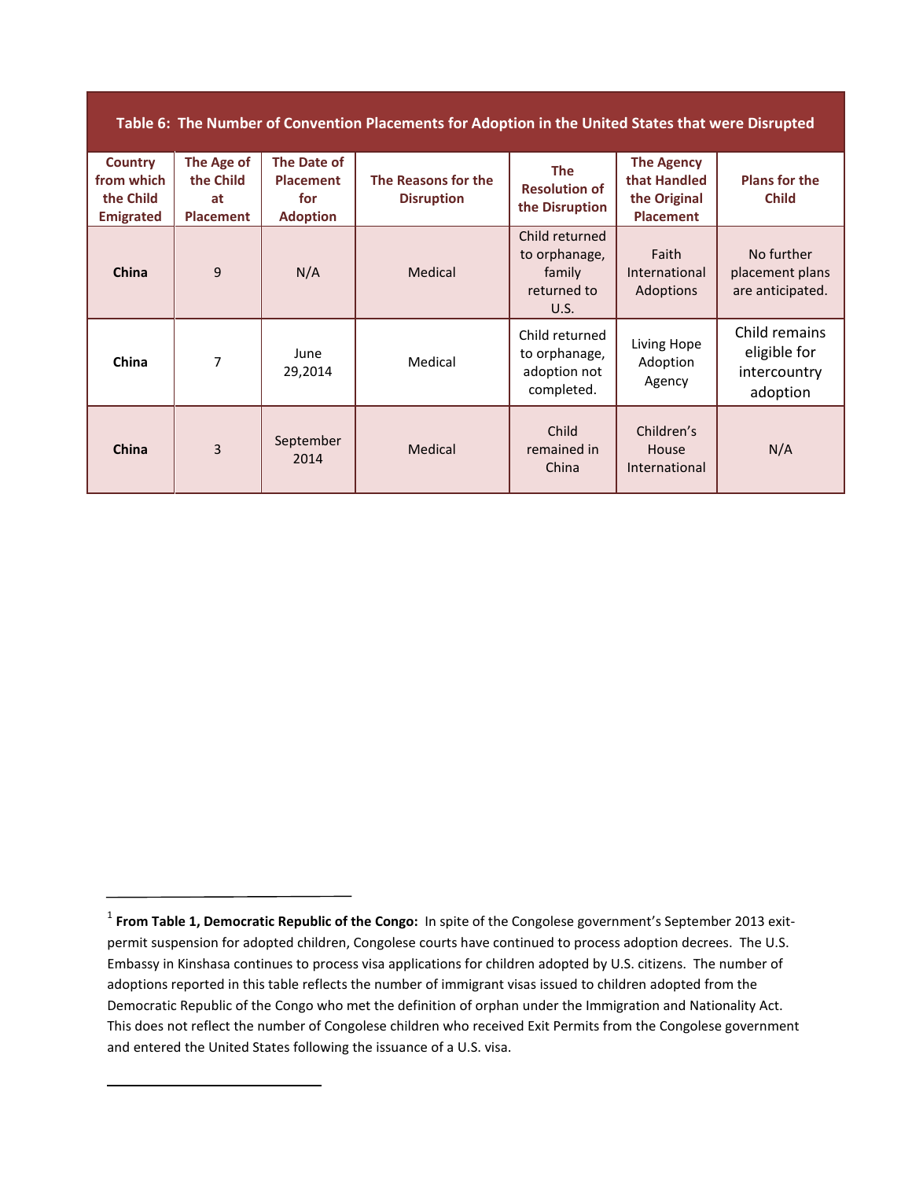**Table 6: The Number of Convention Placements for Adoption in the United States that were Disrupted**

| Country from which the Child Emigrated | The Age of the Child at Placement | The Date of Placement for Adoption | The Reasons for the Disruption | The Resolution of the Disruption | The Agency that Handled the Original Placement | Plans for the Child |
|---|---|---|---|---|---|---|
| **China** | 9 | N/A | Medical | Child returned to orphanage, family returned to U.S. | Faith International Adoptions | No further placement plans are anticipated. |
| **China** | 7 | June 29,2014 | Medical | Child returned to orphanage, adoption not completed. | Living Hope Adoption Agency | Child remains eligible for intercountry adoption |
| **China** | 3 | September 2014 | Medical | Child remained in China | Children's House International | N/A |

[1] **From Table 1, Democratic Republic of the Congo:** In spite of the Congolese government's September 2013 exit-permit suspension for adopted children, Congolese courts have continued to process adoption decrees. The U.S. Embassy in Kinshasa continues to process visa applications for children adopted by U.S. citizens. The number of adoptions reported in this table reflects the number of immigrant visas issued to children adopted from the Democratic Republic of the Congo who met the definition of orphan under the Immigration and Nationality Act. This does not reflect the number of Congolese children who received Exit Permits from the Congolese government and entered the United States following the issuance of a U.S. visa.